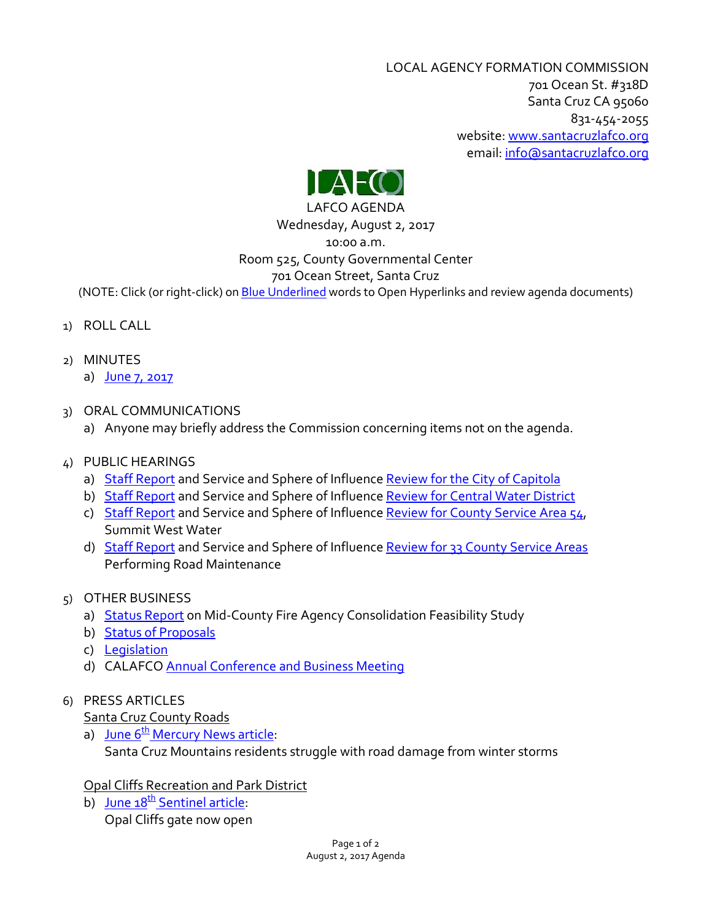LOCAL AGENCY FORMATION COMMISSION
701 Ocean St. #318D
Santa Cruz CA 95060
831-454-2055
website: www.santacruzlafco.org
email: info@santacruzlafco.org

LAFCO

# LAFCO AGENDA

Wednesday, August 2, 2017
10:00 a.m.
Room 525, County Governmental Center
701 Ocean Street, Santa Cruz

(NOTE: Click (or right-click) on Blue Underlined words to Open Hyperlinks and review agenda documents)

1) ROLL CALL

2) MINUTES
   a) June 7, 2017

3) ORAL COMMUNICATIONS
   a) Anyone may briefly address the Commission concerning items not on the agenda.

4) PUBLIC HEARINGS
   a) Staff Report and Service and Sphere of Influence Review for the City of Capitola
   b) Staff Report and Service and Sphere of Influence Review for Central Water District
   c) Staff Report and Service and Sphere of Influence Review for County Service Area 54, Summit West Water
   d) Staff Report and Service and Sphere of Influence Review for 33 County Service Areas Performing Road Maintenance

5) OTHER BUSINESS
   a) Status Report on Mid-County Fire Agency Consolidation Feasibility Study
   b) Status of Proposals
   c) Legislation
   d) CALAFCO Annual Conference and Business Meeting

6) PRESS ARTICLES

   Santa Cruz County Roads

   a) June 6th Mercury News article:
      Santa Cruz Mountains residents struggle with road damage from winter storms

   Opal Cliffs Recreation and Park District

   b) June 18th Sentinel article:
      Opal Cliffs gate now open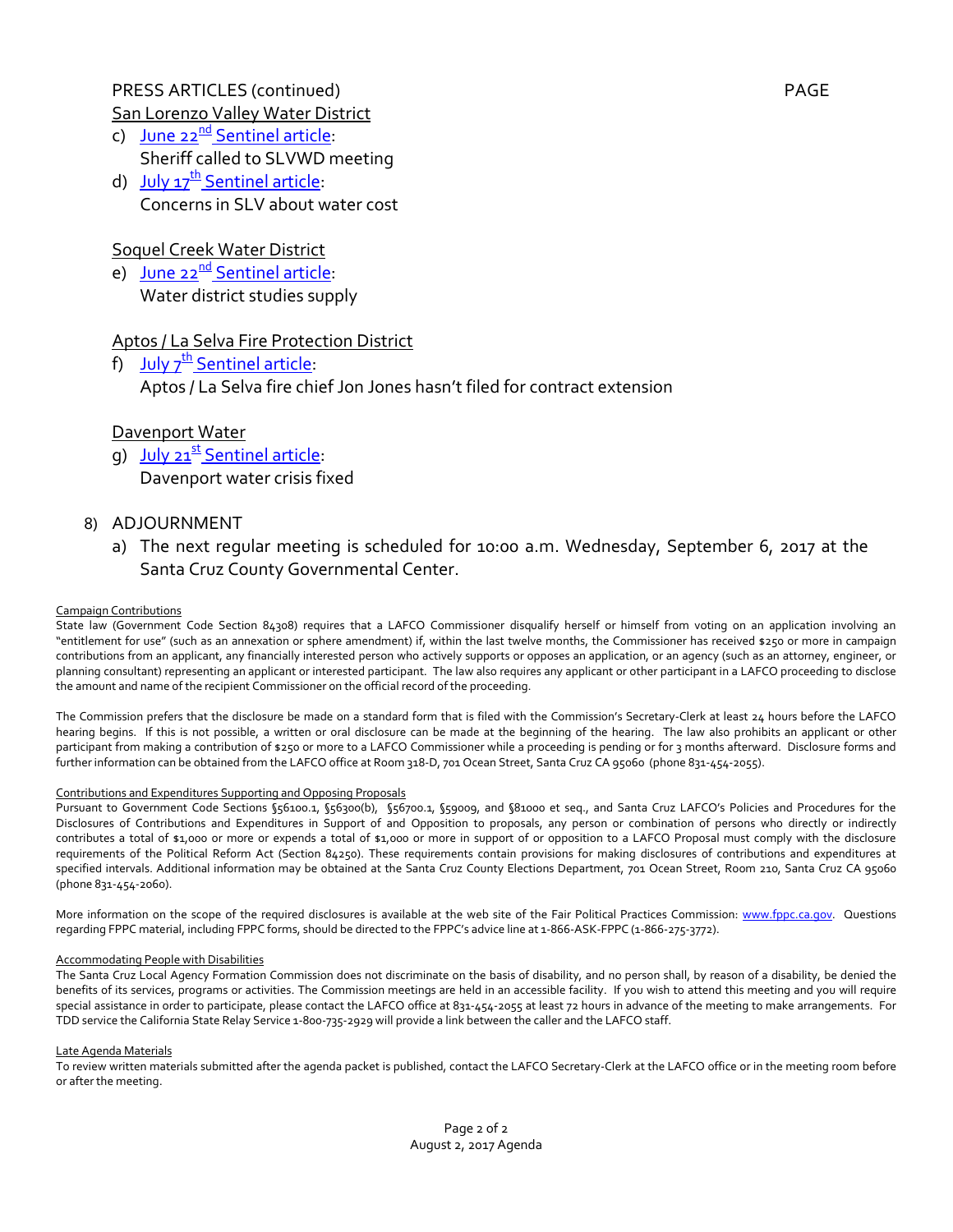PRESS ARTICLES (continued) PAGE

San Lorenzo Valley Water District

c) June 22nd Sentinel article:
   Sheriff called to SLVWD meeting

d) July 17th Sentinel article:
   Concerns in SLV about water cost

Soquel Creek Water District

e) June 22nd Sentinel article:
   Water district studies supply

Aptos / La Selva Fire Protection District

f) July 7th Sentinel article:
   Aptos / La Selva fire chief Jon Jones hasn't filed for contract extension

Davenport Water

g) July 21st Sentinel article:
   Davenport water crisis fixed

8) ADJOURNMENT

   a) The next regular meeting is scheduled for 10:00 a.m. Wednesday, September 6, 2017 at the Santa Cruz County Governmental Center.

Campaign Contributions

State law (Government Code Section 84308) requires that a LAFCO Commissioner disqualify herself or himself from voting on an application involving an "entitlement for use" (such as an annexation or sphere amendment) if, within the last twelve months, the Commissioner has received $250 or more in campaign contributions from an applicant, any financially interested person who actively supports or opposes an application, or an agency (such as an attorney, engineer, or planning consultant) representing an applicant or interested participant. The law also requires any applicant or other participant in a LAFCO proceeding to disclose the amount and name of the recipient Commissioner on the official record of the proceeding.

The Commission prefers that the disclosure be made on a standard form that is filed with the Commission's Secretary-Clerk at least 24 hours before the LAFCO hearing begins. If this is not possible, a written or oral disclosure can be made at the beginning of the hearing. The law also prohibits an applicant or other participant from making a contribution of $250 or more to a LAFCO Commissioner while a proceeding is pending or for 3 months afterward. Disclosure forms and further information can be obtained from the LAFCO office at Room 318-D, 701 Ocean Street, Santa Cruz CA 95060 (phone 831-454-2055).

Contributions and Expenditures Supporting and Opposing Proposals

Pursuant to Government Code Sections §56100.1, §56300(b), §56700.1, §59009, and §81000 et seq., and Santa Cruz LAFCO's Policies and Procedures for the Disclosures of Contributions and Expenditures in Support of and Opposition to proposals, any person or combination of persons who directly or indirectly contributes a total of $1,000 or more or expends a total of $1,000 or more in support of or opposition to a LAFCO Proposal must comply with the disclosure requirements of the Political Reform Act (Section 84250). These requirements contain provisions for making disclosures of contributions and expenditures at specified intervals. Additional information may be obtained at the Santa Cruz County Elections Department, 701 Ocean Street, Room 210, Santa Cruz CA 95060 (phone 831-454-2060).

More information on the scope of the required disclosures is available at the web site of the Fair Political Practices Commission: www.fppc.ca.gov. Questions regarding FPPC material, including FPPC forms, should be directed to the FPPC's advice line at 1-866-ASK-FPPC (1-866-275-3772).

Accommodating People with Disabilities

The Santa Cruz Local Agency Formation Commission does not discriminate on the basis of disability, and no person shall, by reason of a disability, be denied the benefits of its services, programs or activities. The Commission meetings are held in an accessible facility. If you wish to attend this meeting and you will require special assistance in order to participate, please contact the LAFCO office at 831-454-2055 at least 72 hours in advance of the meeting to make arrangements. For TDD service the California State Relay Service 1-800-735-2929 will provide a link between the caller and the LAFCO staff.

Late Agenda Materials

To review written materials submitted after the agenda packet is published, contact the LAFCO Secretary-Clerk at the LAFCO office or in the meeting room before or after the meeting.

August 2, 2017 Agenda